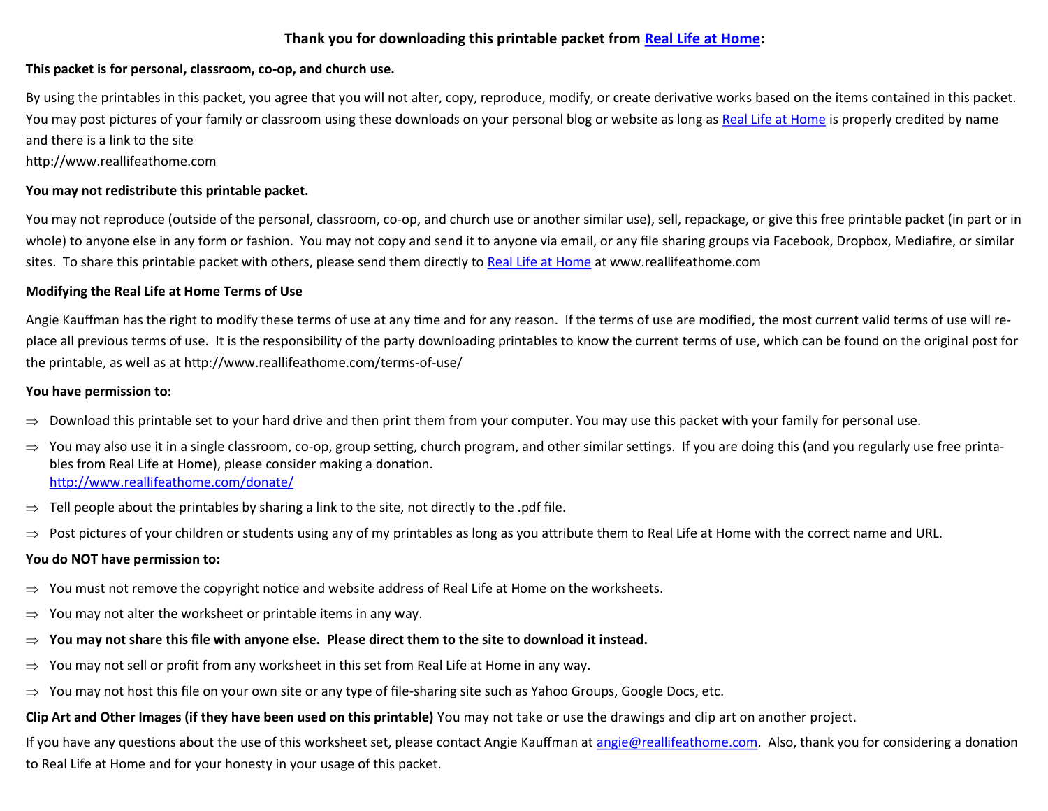**Thank you for downloading this printable packet from [Real Life at Home](http://www.reallifeathome.com):**

**This packet is for personal, classroom, co-op, and church use.**

By using the printables in this packet, you agree that you will not alter, copy, reproduce, modify, or create derivative works based on the items contained in this packet. You may post pictures of your family or classroom using these downloads on your personal blog or website as long as [Real Life at Home](http://www.reallifeathome.com) is properly credited by name and there is a link to the site
http://www.reallifeathome.com

**You may not redistribute this printable packet.**

You may not reproduce (outside of the personal, classroom, co-op, and church use or another similar use), sell, repackage, or give this free printable packet (in part or in whole) to anyone else in any form or fashion. You may not copy and send it to anyone via email, or any file sharing groups via Facebook, Dropbox, Mediafire, or similar sites. To share this printable packet with others, please send them directly to [Real Life at Home](http://www.reallifeathome.com) at www.reallifeathome.com

**Modifying the Real Life at Home Terms of Use**

Angie Kauffman has the right to modify these terms of use at any time and for any reason. If the terms of use are modified, the most current valid terms of use will replace all previous terms of use. It is the responsibility of the party downloading printables to know the current terms of use, which can be found on the original post for the printable, as well as at http://www.reallifeathome.com/terms-of-use/

**You have permission to:**

- Download this printable set to your hard drive and then print them from your computer. You may use this packet with your family for personal use.
- You may also use it in a single classroom, co-op, group setting, church program, and other similar settings. If you are doing this (and you regularly use free printables from Real Life at Home), please consider making a donation.
  [http://www.reallifeathome.com/donate/](http://www.reallifeathome.com/donate/)
- Tell people about the printables by sharing a link to the site, not directly to the .pdf file.
- Post pictures of your children or students using any of my printables as long as you attribute them to Real Life at Home with the correct name and URL.

**You do NOT have permission to:**

- You must not remove the copyright notice and website address of Real Life at Home on the worksheets.
- You may not alter the worksheet or printable items in any way.
- **You may not share this file with anyone else. Please direct them to the site to download it instead.**
- You may not sell or profit from any worksheet in this set from Real Life at Home in any way.
- You may not host this file on your own site or any type of file-sharing site such as Yahoo Groups, Google Docs, etc.

**Clip Art and Other Images (if they have been used on this printable)** You may not take or use the drawings and clip art on another project.

If you have any questions about the use of this worksheet set, please contact Angie Kauffman at [angie@reallifeathome.com](mailto:angie@reallifeathome.com). Also, thank you for considering a donation to Real Life at Home and for your honesty in your usage of this packet.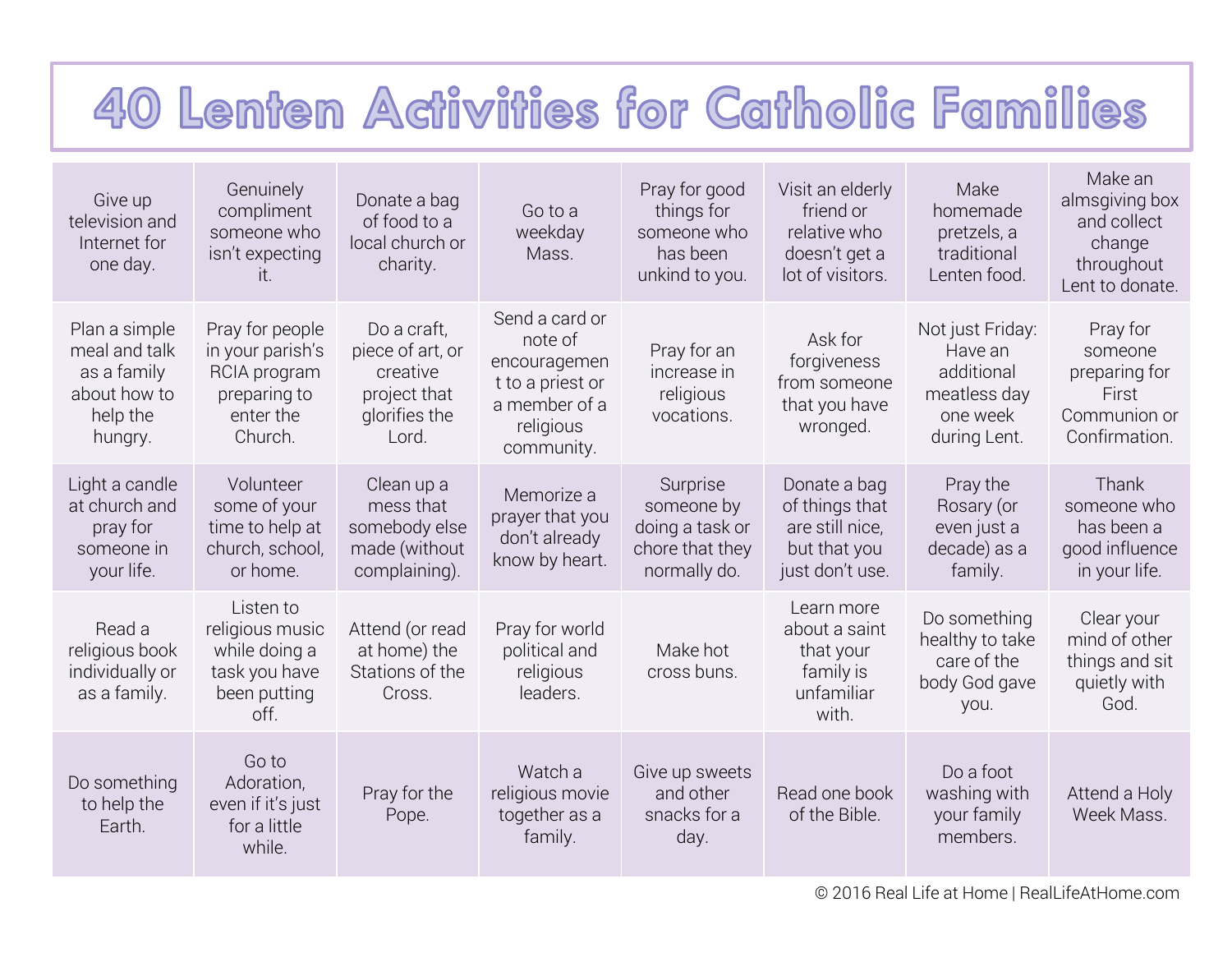# 40 Lenten Activities for Catholic Families

| | | | | | | | |
|---|---|---|---|---|---|---|---|
| Give up television and Internet for one day. | Genuinely compliment someone who isn't expecting it. | Donate a bag of food to a local church or charity. | Go to a weekday Mass. | Pray for good things for someone who has been unkind to you. | Visit an elderly friend or relative who doesn't get a lot of visitors. | Make homemade pretzels, a traditional Lenten food. | Make an almsgiving box and collect change throughout Lent to donate. |
| Plan a simple meal and talk as a family about how to help the hungry. | Pray for people in your parish's RCIA program preparing to enter the Church. | Do a craft, piece of art, or creative project that glorifies the Lord. | Send a card or note of encouragement to a priest or a member of a religious community. | Pray for an increase in religious vocations. | Ask for forgiveness from someone that you have wronged. | Not just Friday: Have an additional meatless day one week during Lent. | Pray for someone preparing for First Communion or Confirmation. |
| Light a candle at church and pray for someone in your life. | Volunteer some of your time to help at church, school, or home. | Clean up a mess that somebody else made (without complaining). | Memorize a prayer that you don't already know by heart. | Surprise someone by doing a task or chore that they normally do. | Donate a bag of things that are still nice, but that you just don't use. | Pray the Rosary (or even just a decade) as a family. | Thank someone who has been a good influence in your life. |
| Read a religious book individually or as a family. | Listen to religious music while doing a task you have been putting off. | Attend (or read at home) the Stations of the Cross. | Pray for world political and religious leaders. | Make hot cross buns. | Learn more about a saint that your family is unfamiliar with. | Do something healthy to take care of the body God gave you. | Clear your mind of other things and sit quietly with God. |
| Do something to help the Earth. | Go to Adoration, even if it's just for a little while. | Pray for the Pope. | Watch a religious movie together as a family. | Give up sweets and other snacks for a day. | Read one book of the Bible. | Do a foot washing with your family members. | Attend a Holy Week Mass. |

© 2016 Real Life at Home | RealLifeAtHome.com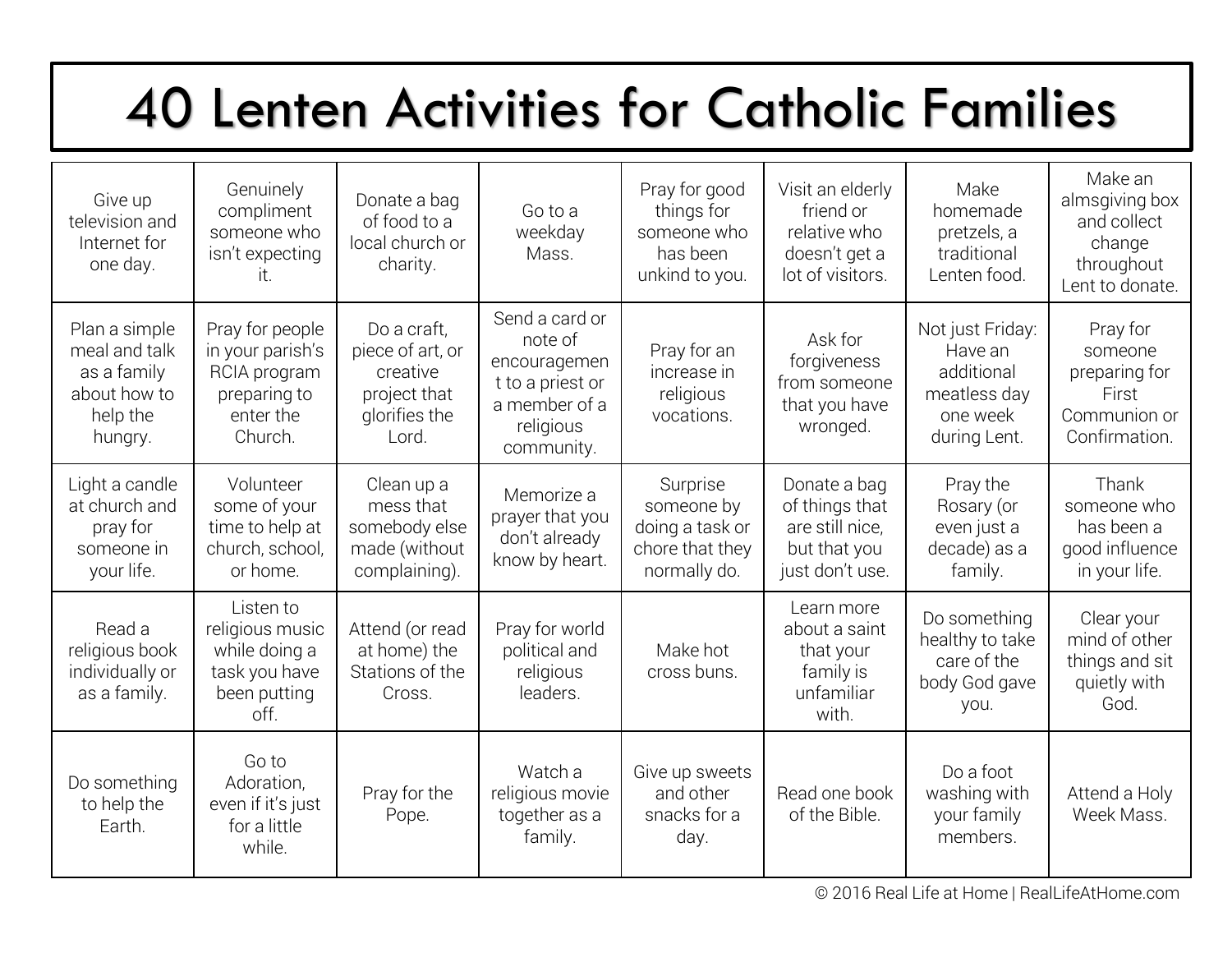# 40 Lenten Activities for Catholic Families

| | | | | | | | |
|---|---|---|---|---|---|---|---|
| Give up television and Internet for one day. | Genuinely compliment someone who isn't expecting it. | Donate a bag of food to a local church or charity. | Go to a weekday Mass. | Pray for good things for someone who has been unkind to you. | Visit an elderly friend or relative who doesn't get a lot of visitors. | Make homemade pretzels, a traditional Lenten food. | Make an almsgiving box and collect change throughout Lent to donate. |
| Plan a simple meal and talk as a family about how to help the hungry. | Pray for people in your parish's RCIA program preparing to enter the Church. | Do a craft, piece of art, or creative project that glorifies the Lord. | Send a card or note of encouragement to a priest or a member of a religious community. | Pray for an increase in religious vocations. | Ask for forgiveness from someone that you have wronged. | Not just Friday: Have an additional meatless day one week during Lent. | Pray for someone preparing for First Communion or Confirmation. |
| Light a candle at church and pray for someone in your life. | Volunteer some of your time to help at church, school, or home. | Clean up a mess that somebody else made (without complaining). | Memorize a prayer that you don't already know by heart. | Surprise someone by doing a task or chore that they normally do. | Donate a bag of things that are still nice, but that you just don't use. | Pray the Rosary (or even just a decade) as a family. | Thank someone who has been a good influence in your life. |
| Read a religious book individually or as a family. | Listen to religious music while doing a task you have been putting off. | Attend (or read at home) the Stations of the Cross. | Pray for world political and religious leaders. | Make hot cross buns. | Learn more about a saint that your family is unfamiliar with. | Do something healthy to take care of the body God gave you. | Clear your mind of other things and sit quietly with God. |
| Do something to help the Earth. | Go to Adoration, even if it's just for a little while. | Pray for the Pope. | Watch a religious movie together as a family. | Give up sweets and other snacks for a day. | Read one book of the Bible. | Do a foot washing with your family members. | Attend a Holy Week Mass. |

© 2016 Real Life at Home | RealLifeAtHome.com